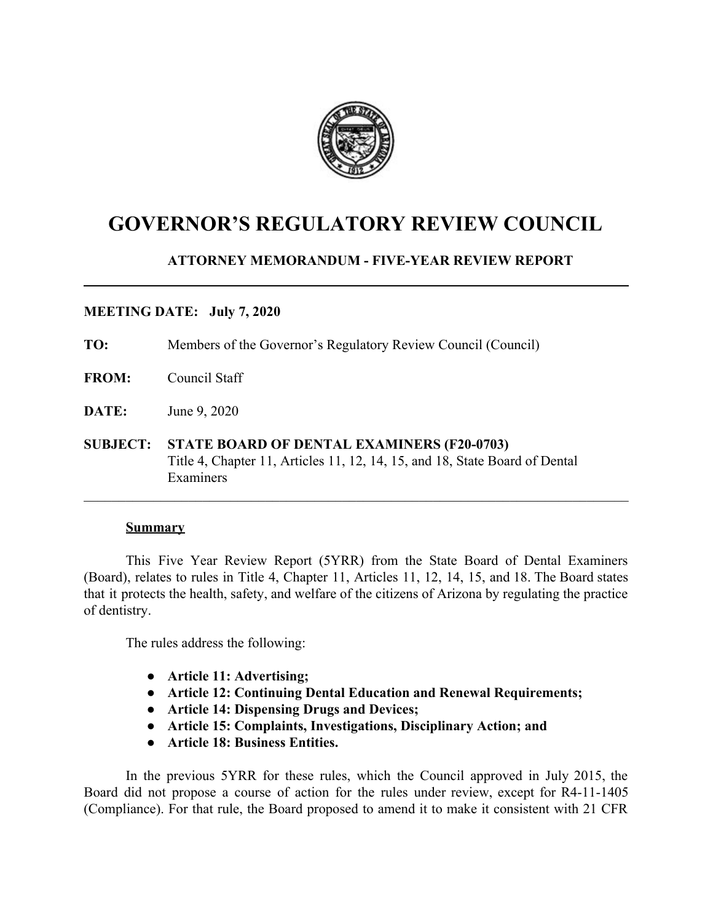# GOVERNOR'S REGULATORY REVIEW COUNCIL

## ATTORNEY MEMORANDUM - FIVE-YEAR REVIEW REPORT

**MEETING DATE: July 7, 2020**

**TO:** Members of the Governor's Regulatory Review Council (Council)

**FROM:** Council Staff

**DATE:** June 9, 2020

**SUBJECT: STATE BOARD OF DENTAL EXAMINERS (F20-0703)**
Title 4, Chapter 11, Articles 11, 12, 14, 15, and 18, State Board of Dental Examiners

---

**Summary**

This Five Year Review Report (5YRR) from the State Board of Dental Examiners (Board), relates to rules in Title 4, Chapter 11, Articles 11, 12, 14, 15, and 18. The Board states that it protects the health, safety, and welfare of the citizens of Arizona by regulating the practice of dentistry.

The rules address the following:

- **Article 11: Advertising;**
- **Article 12: Continuing Dental Education and Renewal Requirements;**
- **Article 14: Dispensing Drugs and Devices;**
- **Article 15: Complaints, Investigations, Disciplinary Action; and**
- **Article 18: Business Entities.**

In the previous 5YRR for these rules, which the Council approved in July 2015, the Board did not propose a course of action for the rules under review, except for R4-11-1405 (Compliance). For that rule, the Board proposed to amend it to make it consistent with 21 CFR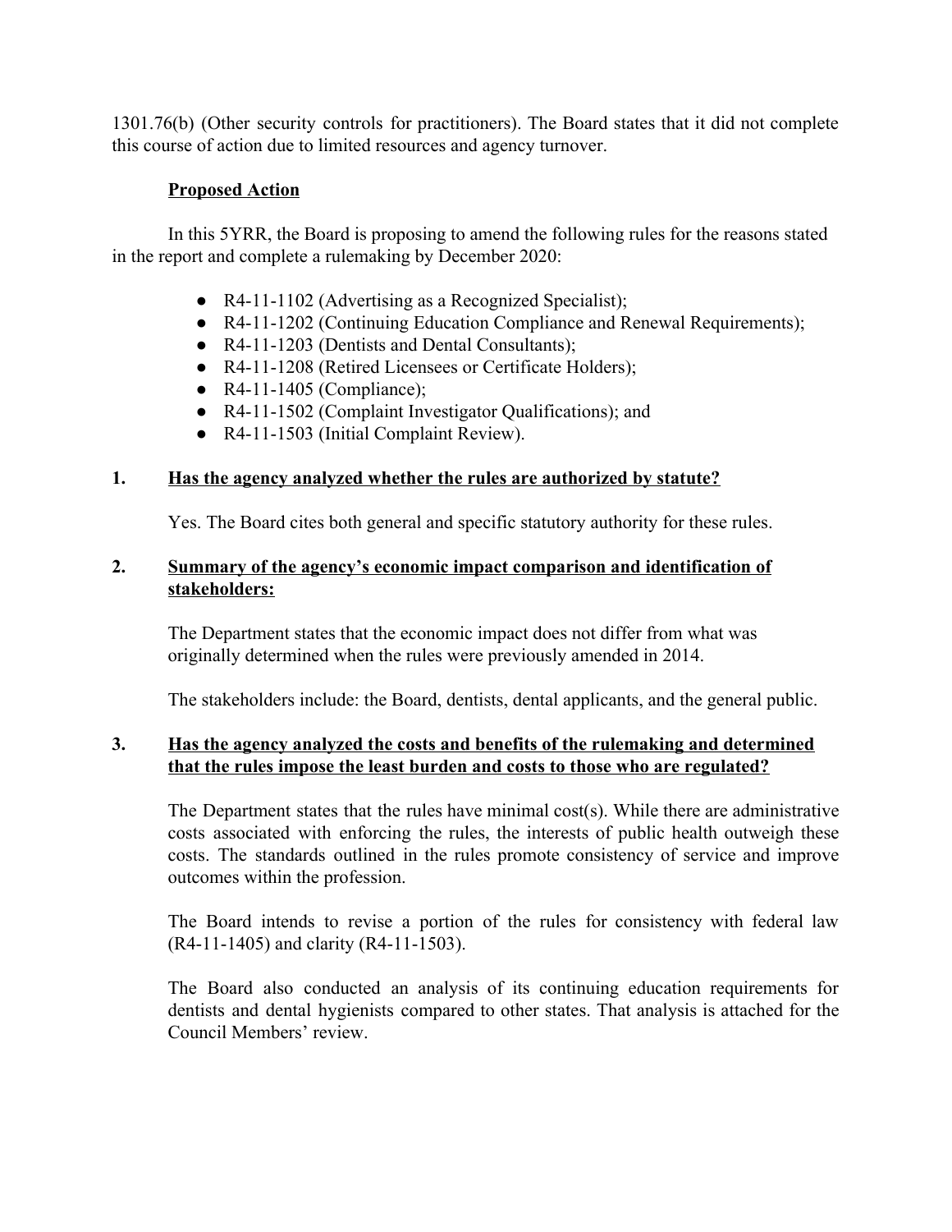1301.76(b) (Other security controls for practitioners). The Board states that it did not complete this course of action due to limited resources and agency turnover.

**Proposed Action**

In this 5YRR, the Board is proposing to amend the following rules for the reasons stated in the report and complete a rulemaking by December 2020:

- R4-11-1102 (Advertising as a Recognized Specialist);
- R4-11-1202 (Continuing Education Compliance and Renewal Requirements);
- R4-11-1203 (Dentists and Dental Consultants);
- R4-11-1208 (Retired Licensees or Certificate Holders);
- R4-11-1405 (Compliance);
- R4-11-1502 (Complaint Investigator Qualifications); and
- R4-11-1503 (Initial Complaint Review).

**1. Has the agency analyzed whether the rules are authorized by statute?**

Yes. The Board cites both general and specific statutory authority for these rules.

**2. Summary of the agency's economic impact comparison and identification of stakeholders:**

The Department states that the economic impact does not differ from what was originally determined when the rules were previously amended in 2014.

The stakeholders include: the Board, dentists, dental applicants, and the general public.

**3. Has the agency analyzed the costs and benefits of the rulemaking and determined that the rules impose the least burden and costs to those who are regulated?**

The Department states that the rules have minimal cost(s). While there are administrative costs associated with enforcing the rules, the interests of public health outweigh these costs. The standards outlined in the rules promote consistency of service and improve outcomes within the profession.

The Board intends to revise a portion of the rules for consistency with federal law (R4-11-1405) and clarity (R4-11-1503).

The Board also conducted an analysis of its continuing education requirements for dentists and dental hygienists compared to other states. That analysis is attached for the Council Members' review.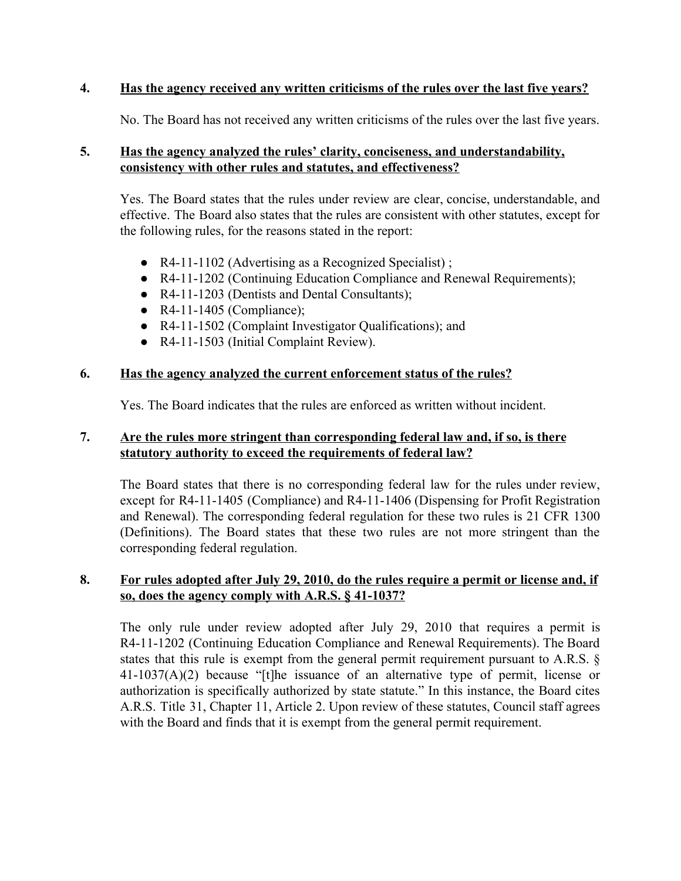**4. Has the agency received any written criticisms of the rules over the last five years?**

No. The Board has not received any written criticisms of the rules over the last five years.

**5. Has the agency analyzed the rules' clarity, conciseness, and understandability, consistency with other rules and statutes, and effectiveness?**

Yes. The Board states that the rules under review are clear, concise, understandable, and effective. The Board also states that the rules are consistent with other statutes, except for the following rules, for the reasons stated in the report:

- R4-11-1102 (Advertising as a Recognized Specialist) ;
- R4-11-1202 (Continuing Education Compliance and Renewal Requirements);
- R4-11-1203 (Dentists and Dental Consultants);
- R4-11-1405 (Compliance);
- R4-11-1502 (Complaint Investigator Qualifications); and
- R4-11-1503 (Initial Complaint Review).

**6. Has the agency analyzed the current enforcement status of the rules?**

Yes. The Board indicates that the rules are enforced as written without incident.

**7. Are the rules more stringent than corresponding federal law and, if so, is there statutory authority to exceed the requirements of federal law?**

The Board states that there is no corresponding federal law for the rules under review, except for R4-11-1405 (Compliance) and R4-11-1406 (Dispensing for Profit Registration and Renewal). The corresponding federal regulation for these two rules is 21 CFR 1300 (Definitions). The Board states that these two rules are not more stringent than the corresponding federal regulation.

**8. For rules adopted after July 29, 2010, do the rules require a permit or license and, if so, does the agency comply with A.R.S. § 41-1037?**

The only rule under review adopted after July 29, 2010 that requires a permit is R4-11-1202 (Continuing Education Compliance and Renewal Requirements). The Board states that this rule is exempt from the general permit requirement pursuant to A.R.S. § 41-1037(A)(2) because "[t]he issuance of an alternative type of permit, license or authorization is specifically authorized by state statute." In this instance, the Board cites A.R.S. Title 31, Chapter 11, Article 2. Upon review of these statutes, Council staff agrees with the Board and finds that it is exempt from the general permit requirement.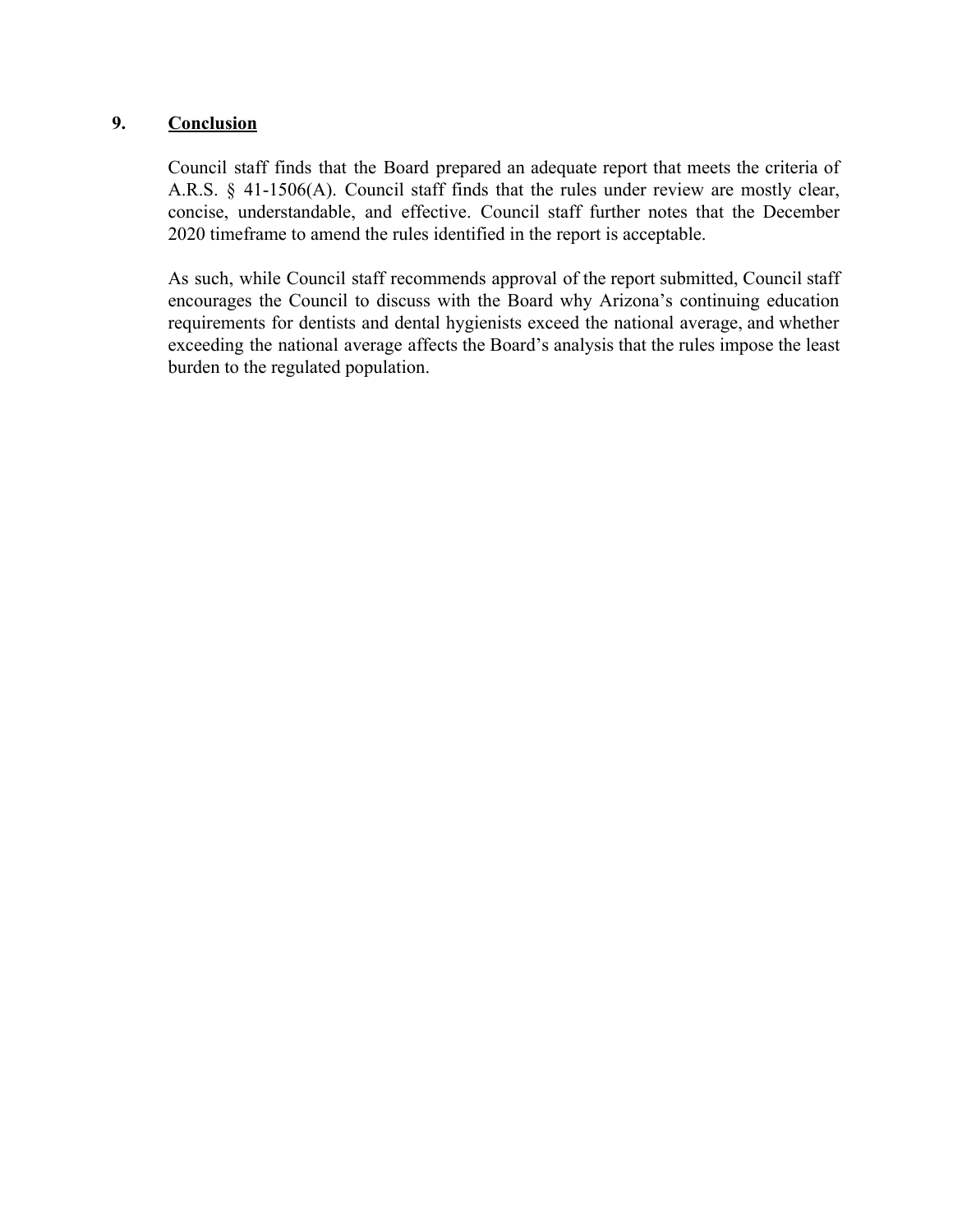## 9. Conclusion

Council staff finds that the Board prepared an adequate report that meets the criteria of A.R.S. § 41-1506(A). Council staff finds that the rules under review are mostly clear, concise, understandable, and effective. Council staff further notes that the December 2020 timeframe to amend the rules identified in the report is acceptable.

As such, while Council staff recommends approval of the report submitted, Council staff encourages the Council to discuss with the Board why Arizona's continuing education requirements for dentists and dental hygienists exceed the national average, and whether exceeding the national average affects the Board's analysis that the rules impose the least burden to the regulated population.